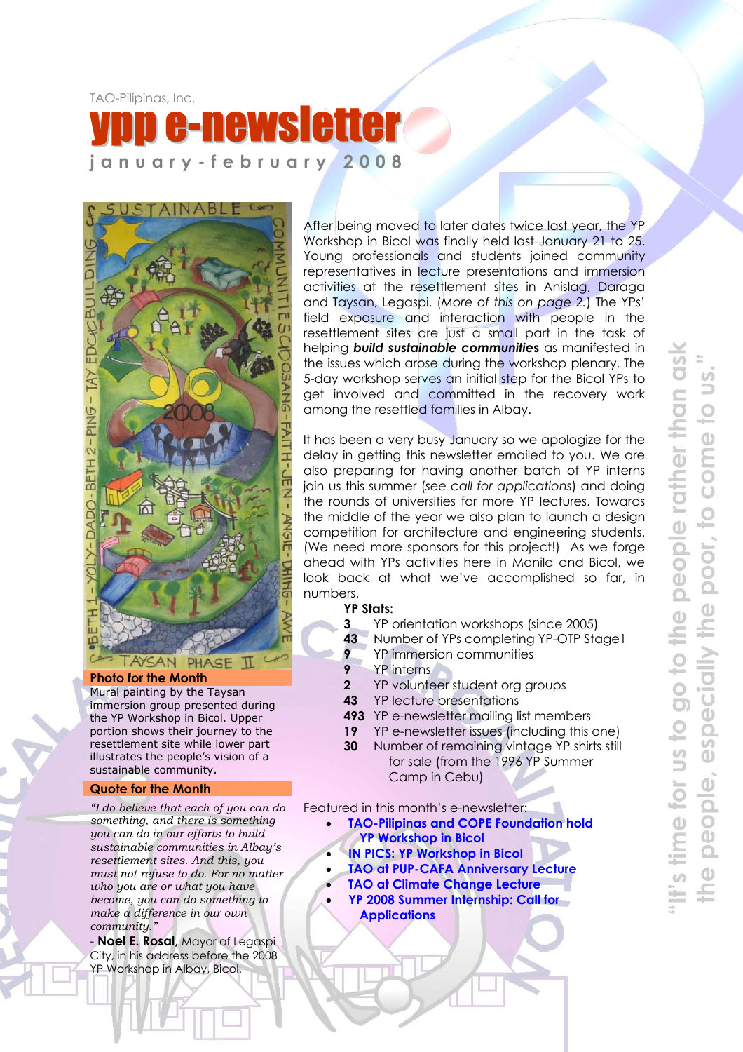TAO-Pilipinas, Inc.

# ypp e-newsletter

**january-february 2008**

After being moved to later dates twice last year, the YP Workshop in Bicol was finally held last January 21 to 25. Young professionals and students joined community representatives in lecture presentations and immersion activities at the resettlement sites in Anislag, Daraga and Taysan, Legaspi. (*More of this on page 2.*) The YPs' field exposure and interaction with people in the resettlement sites are just a small part in the task of helping ***build sustainable communities*** as manifested in the issues which arose during the workshop plenary. The 5-day workshop serves an initial step for the Bicol YPs to get involved and committed in the recovery work among the resettled families in Albay.

It has been a very busy January so we apologize for the delay in getting this newsletter emailed to you. We are also preparing for having another batch of YP interns join us this summer (*see call for applications*) and doing the rounds of universities for more YP lectures. Towards the middle of the year we also plan to launch a design competition for architecture and engineering students. (We need more sponsors for this project!) As we forge ahead with YPs activities here in Manila and Bicol, we look back at what we've accomplished so far, in numbers.

**YP Stats:**

- **3** YP orientation workshops (since 2005)
- **43** Number of YPs completing YP-OTP Stage1
- **9** YP immersion communities
- **9** YP interns
- **2** YP volunteer student org groups
- **43** YP lecture presentations
- **493** YP e-newsletter mailing list members
- **19** YP e-newsletter issues (including this one)
- **30** Number of remaining vintage YP shirts still for sale (from the 1996 YP Summer Camp in Cebu)

Featured in this month's e-newsletter:

- TAO-Pilipinas and COPE Foundation hold YP Workshop in Bicol
- IN PICS: YP Workshop in Bicol
- TAO at PUP-CAFA Anniversary Lecture
- TAO at Climate Change Lecture
- YP 2008 Summer Internship: Call for Applications

## Photo for the Month

Mural painting by the Taysan immersion group presented during the YP Workshop in Bicol. Upper portion shows their journey to the resettlement site while lower part illustrates the people's vision of a sustainable community.

## Quote for the Month

*"I do believe that each of you can do something, and there is something you can do in our efforts to build sustainable communities in Albay's resettlement sites. And this, you must not refuse to do. For no matter who you are or what you have become, you can do something to make a difference in our own community."*

- **Noel E. Rosal**, Mayor of Legaspi City, in his address before the 2008 YP Workshop in Albay, Bicol.

"It's time for us to go to the people rather than ask the people, especially the poor, to come to us."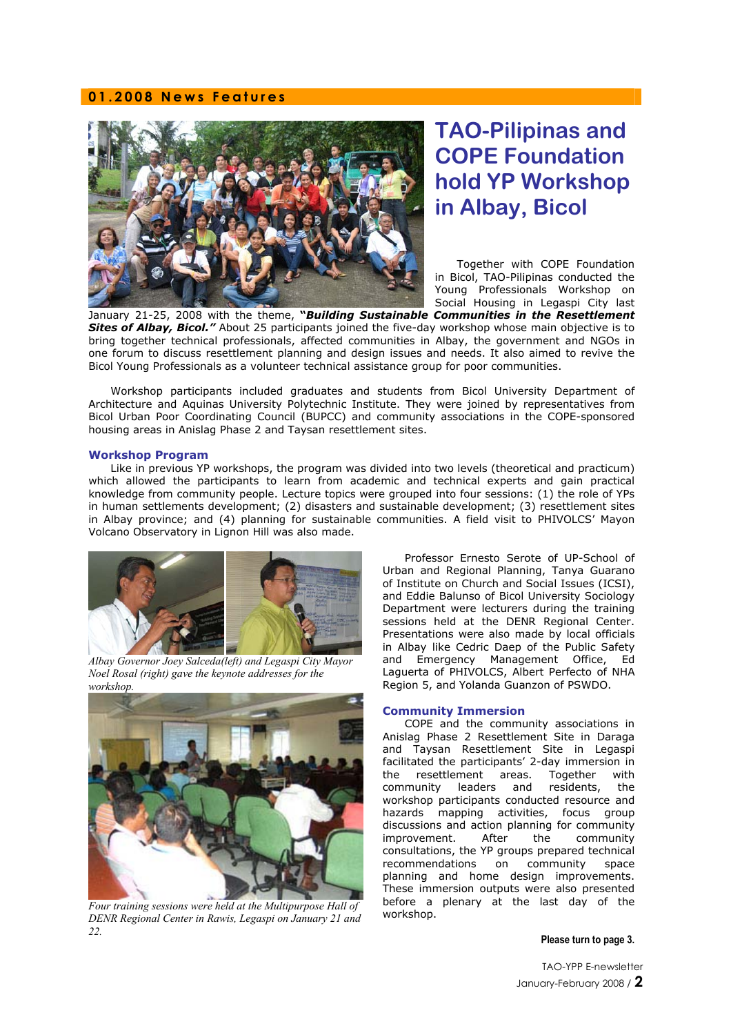## 01.2008 News Features

# TAO-Pilipinas and COPE Foundation hold YP Workshop in Albay, Bicol

Together with COPE Foundation in Bicol, TAO-Pilipinas conducted the Young Professionals Workshop on Social Housing in Legaspi City last January 21-25, 2008 with the theme, ***"Building Sustainable Communities in the Resettlement Sites of Albay, Bicol."*** About 25 participants joined the five-day workshop whose main objective is to bring together technical professionals, affected communities in Albay, the government and NGOs in one forum to discuss resettlement planning and design issues and needs. It also aimed to revive the Bicol Young Professionals as a volunteer technical assistance group for poor communities.

Workshop participants included graduates and students from Bicol University Department of Architecture and Aquinas University Polytechnic Institute. They were joined by representatives from Bicol Urban Poor Coordinating Council (BUPCC) and community associations in the COPE-sponsored housing areas in Anislag Phase 2 and Taysan resettlement sites.

### Workshop Program

Like in previous YP workshops, the program was divided into two levels (theoretical and practicum) which allowed the participants to learn from academic and technical experts and gain practical knowledge from community people. Lecture topics were grouped into four sessions: (1) the role of YPs in human settlements development; (2) disasters and sustainable development; (3) resettlement sites in Albay province; and (4) planning for sustainable communities. A field visit to PHIVOLCS' Mayon Volcano Observatory in Lignon Hill was also made.

*Albay Governor Joey Salceda(left) and Legaspi City Mayor Noel Rosal (right) gave the keynote addresses for the workshop.*

*Four training sessions were held at the Multipurpose Hall of DENR Regional Center in Rawis, Legaspi on January 21 and 22.*

Professor Ernesto Serote of UP-School of Urban and Regional Planning, Tanya Guarano of Institute on Church and Social Issues (ICSI), and Eddie Balunso of Bicol University Sociology Department were lecturers during the training sessions held at the DENR Regional Center. Presentations were also made by local officials in Albay like Cedric Daep of the Public Safety and Emergency Management Office, Ed Laguerta of PHIVOLCS, Albert Perfecto of NHA Region 5, and Yolanda Guanzon of PSWDO.

### Community Immersion

COPE and the community associations in Anislag Phase 2 Resettlement Site in Daraga and Taysan Resettlement Site in Legaspi facilitated the participants' 2-day immersion in the resettlement areas. Together with community leaders and residents, the workshop participants conducted resource and hazards mapping activities, focus group discussions and action planning for community improvement. After the community consultations, the YP groups prepared technical recommendations on community space planning and home design improvements. These immersion outputs were also presented before a plenary at the last day of the workshop.

**Please turn to page 3.**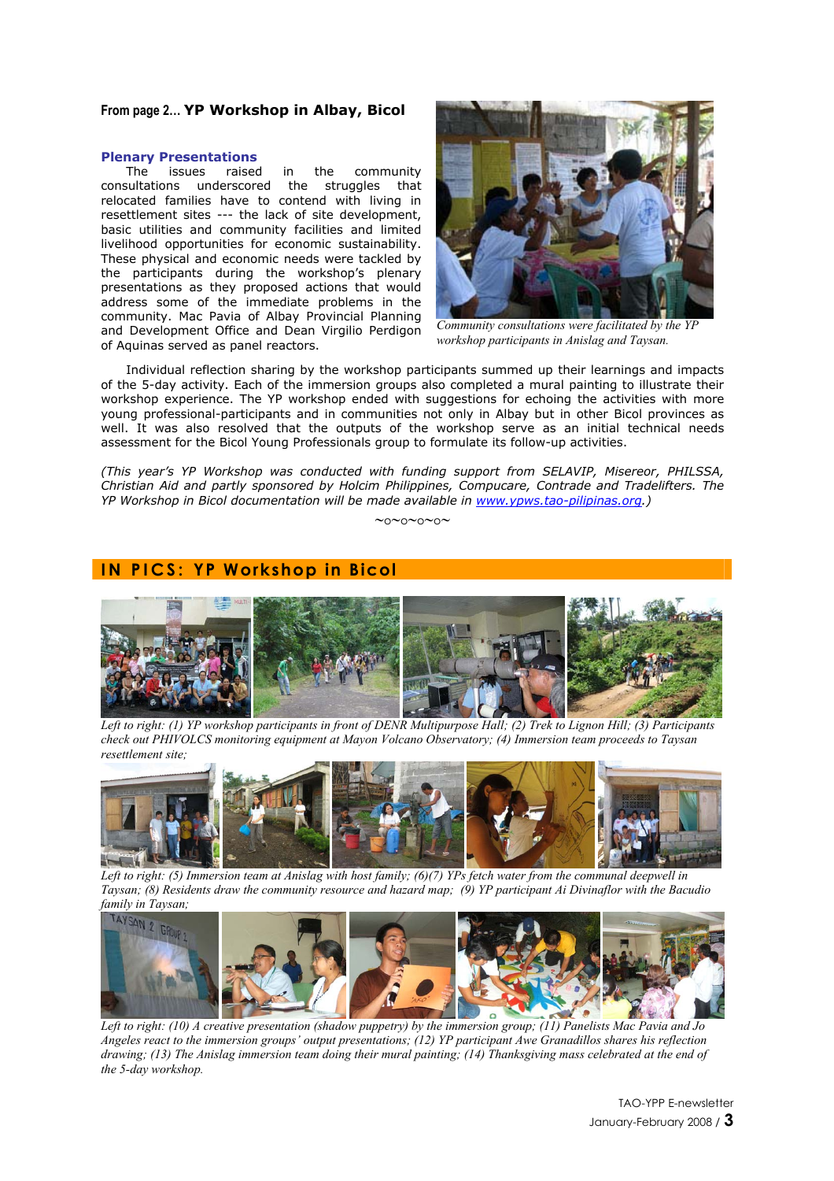## From page 2… YP Workshop in Albay, Bicol

### Plenary Presentations

The issues raised in the community consultations underscored the struggles that relocated families have to contend with living in resettlement sites --- the lack of site development, basic utilities and community facilities and limited livelihood opportunities for economic sustainability. These physical and economic needs were tackled by the participants during the workshop's plenary presentations as they proposed actions that would address some of the immediate problems in the community. Mac Pavia of Albay Provincial Planning and Development Office and Dean Virgilio Perdigon of Aquinas served as panel reactors.

*Community consultations were facilitated by the YP workshop participants in Anislag and Taysan.*

Individual reflection sharing by the workshop participants summed up their learnings and impacts of the 5-day activity. Each of the immersion groups also completed a mural painting to illustrate their workshop experience. The YP workshop ended with suggestions for echoing the activities with more young professional-participants and in communities not only in Albay but in other Bicol provinces as well. It was also resolved that the outputs of the workshop serve as an initial technical needs assessment for the Bicol Young Professionals group to formulate its follow-up activities.

*(This year's YP Workshop was conducted with funding support from SELAVIP, Misereor, PHILSSA, Christian Aid and partly sponsored by Holcim Philippines, Compucare, Contrade and Tradelifters. The YP Workshop in Bicol documentation will be made available in www.ypws.tao-pilipinas.org.)*

~o~o~o~o~

## IN PICS: YP Workshop in Bicol

*Left to right: (1) YP workshop participants in front of DENR Multipurpose Hall; (2) Trek to Lignon Hill; (3) Participants check out PHIVOLCS monitoring equipment at Mayon Volcano Observatory; (4) Immersion team proceeds to Taysan resettlement site;*

*Left to right: (5) Immersion team at Anislag with host family; (6)(7) YPs fetch water from the communal deepwell in Taysan; (8) Residents draw the community resource and hazard map; (9) YP participant Ai Divinaflor with the Bacudio family in Taysan;*

*Left to right: (10) A creative presentation (shadow puppetry) by the immersion group; (11) Panelists Mac Pavia and Jo Angeles react to the immersion groups' output presentations; (12) YP participant Awe Granadillos shares his reflection drawing; (13) The Anislag immersion team doing their mural painting; (14) Thanksgiving mass celebrated at the end of the 5-day workshop.*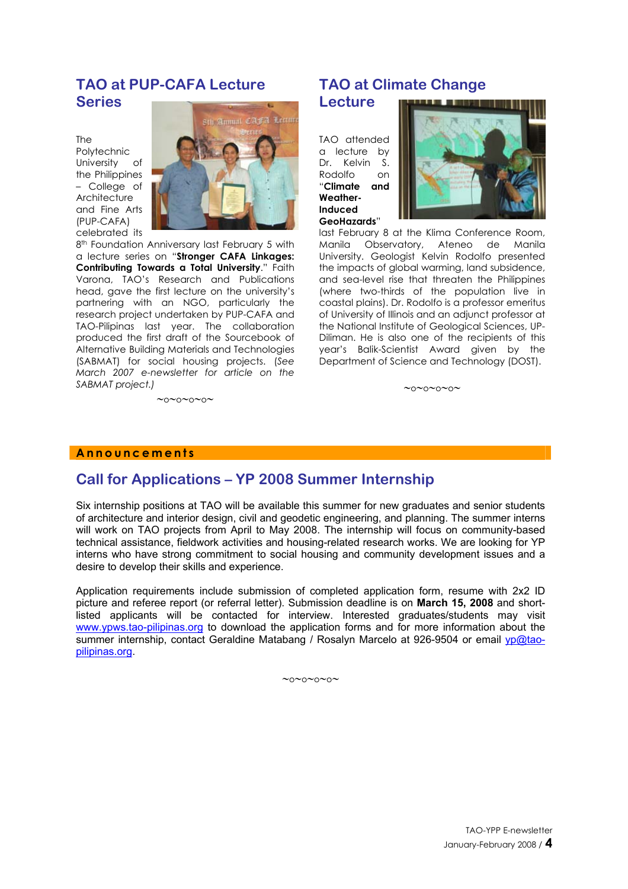## TAO at PUP-CAFA Lecture Series

The Polytechnic University of the Philippines – College of Architecture and Fine Arts (PUP-CAFA) celebrated its 8th Foundation Anniversary last February 5 with a lecture series on "**Stronger CAFA Linkages: Contributing Towards a Total University**." Faith Varona, TAO's Research and Publications head, gave the first lecture on the university's partnering with an NGO, particularly the research project undertaken by PUP-CAFA and TAO-Pilipinas last year. The collaboration produced the first draft of the Sourcebook of Alternative Building Materials and Technologies (SABMAT) for social housing projects. (*See March 2007 e-newsletter for article on the SABMAT project.)*

~o~o~o~o~

## TAO at Climate Change Lecture

TAO attended a lecture by Dr. Kelvin S. Rodolfo on "**Climate and Weather-Induced GeoHazards**" last February 8 at the Klima Conference Room, Manila Observatory, Ateneo de Manila University. Geologist Kelvin Rodolfo presented the impacts of global warming, land subsidence, and sea-level rise that threaten the Philippines (where two-thirds of the population live in coastal plains). Dr. Rodolfo is a professor emeritus of University of Illinois and an adjunct professor at the National Institute of Geological Sciences, UP-Diliman. He is also one of the recipients of this year's Balik-Scientist Award given by the Department of Science and Technology (DOST).

~o~o~o~o~

## Announcements

## Call for Applications – YP 2008 Summer Internship

Six internship positions at TAO will be available this summer for new graduates and senior students of architecture and interior design, civil and geodetic engineering, and planning. The summer interns will work on TAO projects from April to May 2008. The internship will focus on community-based technical assistance, fieldwork activities and housing-related research works. We are looking for YP interns who have strong commitment to social housing and community development issues and a desire to develop their skills and experience.

Application requirements include submission of completed application form, resume with 2x2 ID picture and referee report (or referral letter). Submission deadline is on **March 15, 2008** and short-listed applicants will be contacted for interview. Interested graduates/students may visit www.ypws.tao-pilipinas.org to download the application forms and for more information about the summer internship, contact Geraldine Matabang / Rosalyn Marcelo at 926-9504 or email yp@tao-pilipinas.org.

~o~o~o~o~